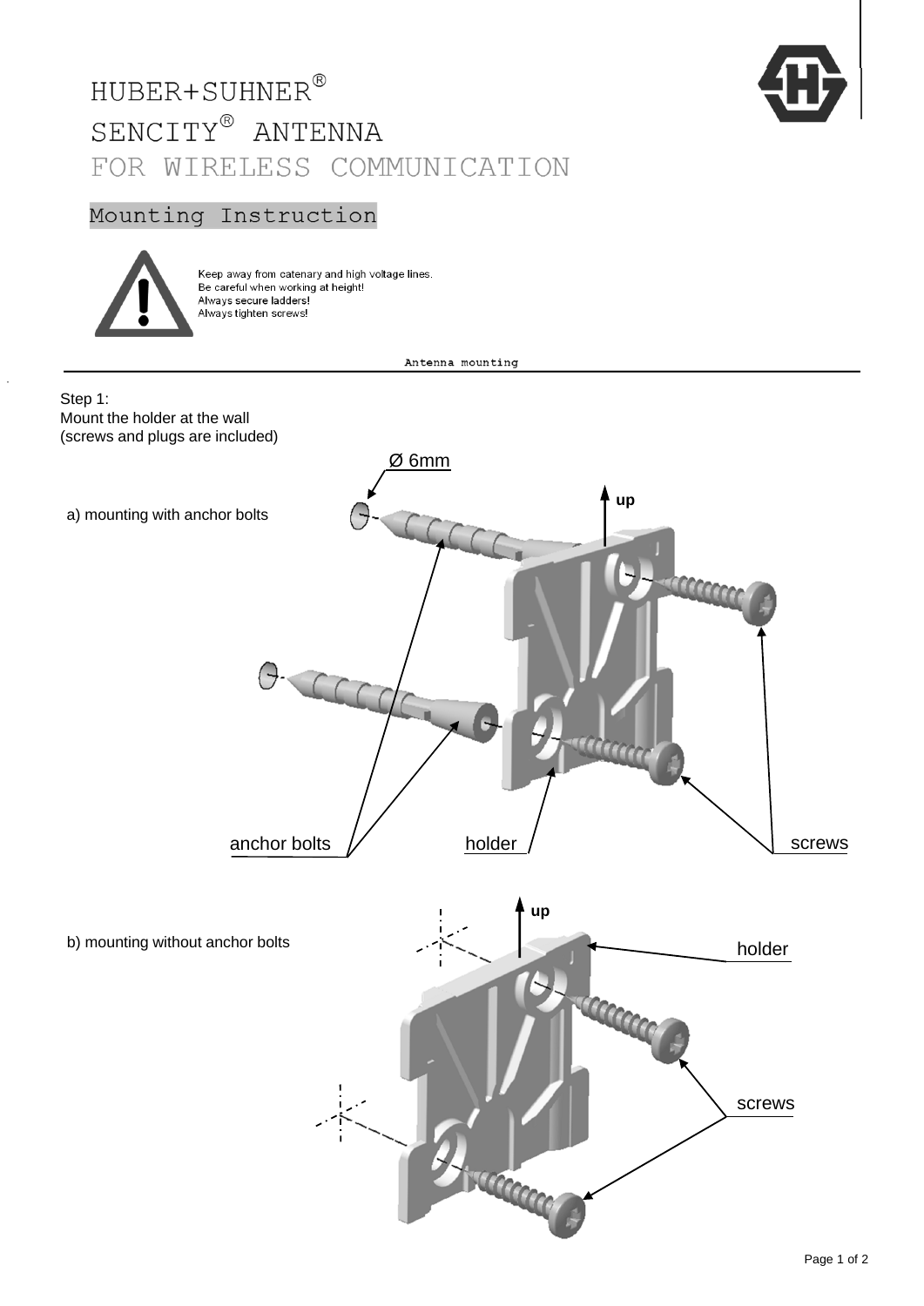# HUBER+SUHNER®

# SENCITY® ANTENNA

## FOR WIRELESS COMMUNICATION

### Mounting Instruction

Keep away from catenary and high voltage lines.
Be careful when working at height!
Always secure ladders!
Always tighten screws!

Antenna mounting

Step 1:
Mount the holder at the wall
(screws and plugs are included)

a) mounting with anchor bolts

Ø 6mm

up

anchor bolts

holder

screws

b) mounting without anchor bolts

up

holder

screws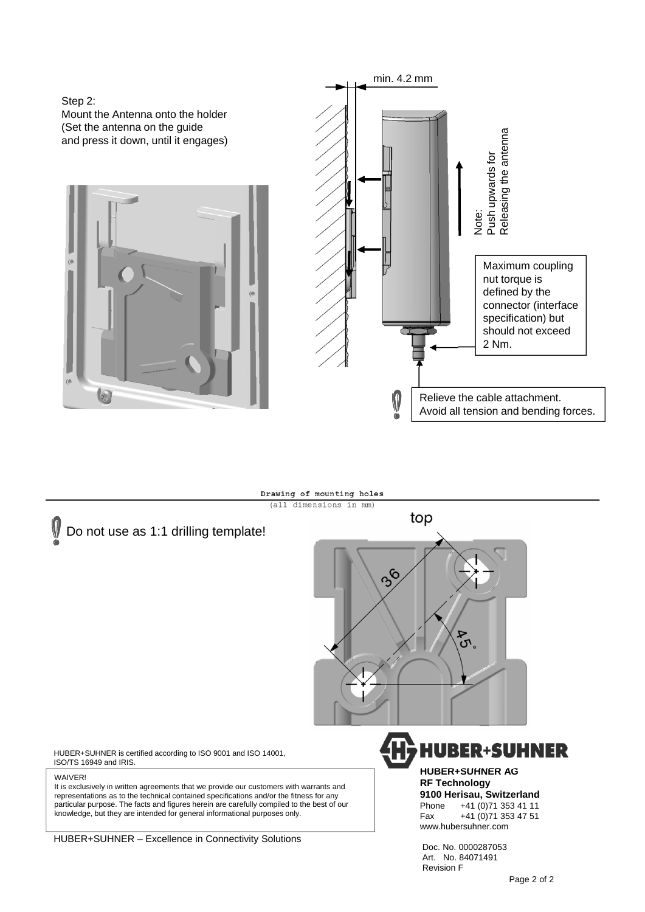Step 2:
Mount the Antenna onto the holder
(Set the antenna on the guide
and press it down, until it engages)

min. 4.2 mm

Note:
Push upwards for
Releasing the antenna

Maximum coupling nut torque is defined by the connector (interface specification) but should not exceed 2 Nm.

Relieve the cable attachment.
Avoid all tension and bending forces.

## Drawing of mounting holes

(all dimensions in mm)

Do not use as 1:1 drilling template!

top

36

45°

HUBER+SUHNER is certified according to ISO 9001 and ISO 14001, ISO/TS 16949 and IRIS.

WAIVER!
It is exclusively in written agreements that we provide our customers with warrants and representations as to the technical contained specifications and/or the fitness for any particular purpose. The facts and figures herein are carefully compiled to the best of our knowledge, but they are intended for general informational purposes only.

HUBER+SUHNER – Excellence in Connectivity Solutions

HUBER+SUHNER

**HUBER+SUHNER AG**
**RF Technology**
**9100 Herisau, Switzerland**
Phone +41 (0)71 353 41 11
Fax +41 (0)71 353 47 51
www.hubersuhner.com

Doc. No. 0000287053
Art. No. 84071491
Revision F